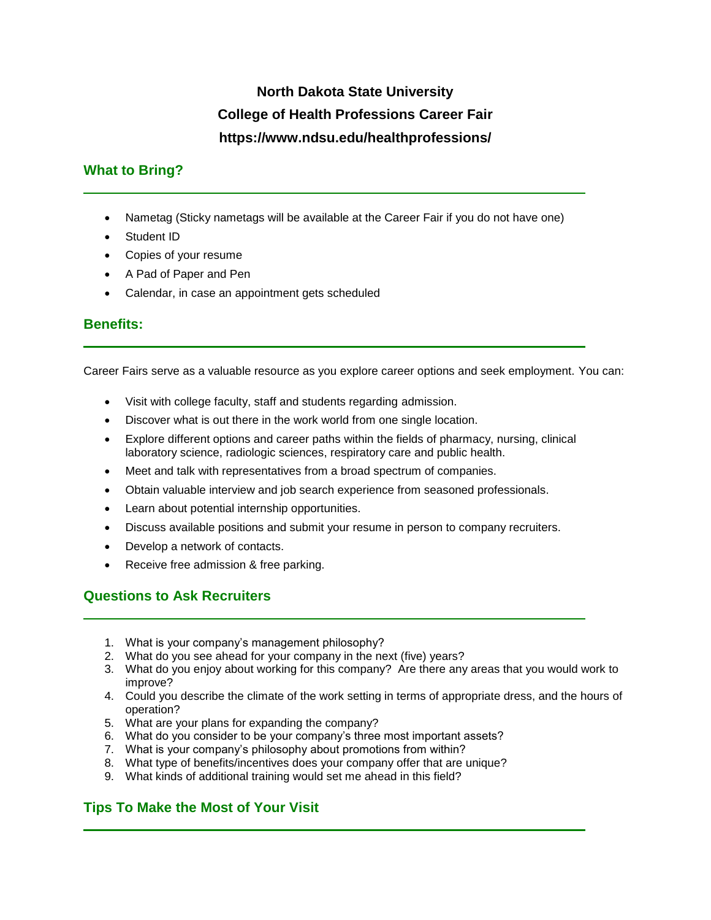# North Dakota State University
# College of Health Professions Career Fair
# https://www.ndsu.edu/healthprofessions/

## What to Bring?

- Nametag (Sticky nametags will be available at the Career Fair if you do not have one)
- Student ID
- Copies of your resume
- A Pad of Paper and Pen
- Calendar, in case an appointment gets scheduled

## Benefits:

Career Fairs serve as a valuable resource as you explore career options and seek employment. You can:

- Visit with college faculty, staff and students regarding admission.
- Discover what is out there in the work world from one single location.
- Explore different options and career paths within the fields of pharmacy, nursing, clinical laboratory science, radiologic sciences, respiratory care and public health.
- Meet and talk with representatives from a broad spectrum of companies.
- Obtain valuable interview and job search experience from seasoned professionals.
- Learn about potential internship opportunities.
- Discuss available positions and submit your resume in person to company recruiters.
- Develop a network of contacts.
- Receive free admission & free parking.

## Questions to Ask Recruiters

1. What is your company's management philosophy?
2. What do you see ahead for your company in the next (five) years?
3. What do you enjoy about working for this company? Are there any areas that you would work to improve?
4. Could you describe the climate of the work setting in terms of appropriate dress, and the hours of operation?
5. What are your plans for expanding the company?
6. What do you consider to be your company's three most important assets?
7. What is your company's philosophy about promotions from within?
8. What type of benefits/incentives does your company offer that are unique?
9. What kinds of additional training would set me ahead in this field?

## Tips To Make the Most of Your Visit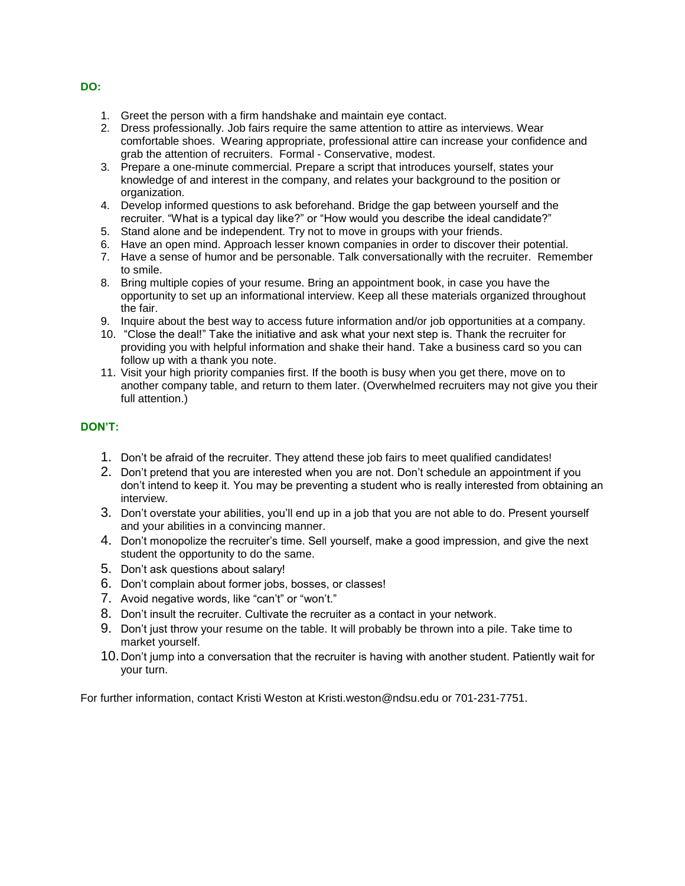**DO:**

1. Greet the person with a firm handshake and maintain eye contact.
2. Dress professionally. Job fairs require the same attention to attire as interviews. Wear comfortable shoes. Wearing appropriate, professional attire can increase your confidence and grab the attention of recruiters. Formal - Conservative, modest.
3. Prepare a one-minute commercial. Prepare a script that introduces yourself, states your knowledge of and interest in the company, and relates your background to the position or organization.
4. Develop informed questions to ask beforehand. Bridge the gap between yourself and the recruiter. "What is a typical day like?" or "How would you describe the ideal candidate?"
5. Stand alone and be independent. Try not to move in groups with your friends.
6. Have an open mind. Approach lesser known companies in order to discover their potential.
7. Have a sense of humor and be personable. Talk conversationally with the recruiter. Remember to smile.
8. Bring multiple copies of your resume. Bring an appointment book, in case you have the opportunity to set up an informational interview. Keep all these materials organized throughout the fair.
9. Inquire about the best way to access future information and/or job opportunities at a company.
10. "Close the deal!" Take the initiative and ask what your next step is. Thank the recruiter for providing you with helpful information and shake their hand. Take a business card so you can follow up with a thank you note.
11. Visit your high priority companies first. If the booth is busy when you get there, move on to another company table, and return to them later. (Overwhelmed recruiters may not give you their full attention.)

**DON'T:**

1. Don't be afraid of the recruiter. They attend these job fairs to meet qualified candidates!
2. Don't pretend that you are interested when you are not. Don't schedule an appointment if you don't intend to keep it. You may be preventing a student who is really interested from obtaining an interview.
3. Don't overstate your abilities, you'll end up in a job that you are not able to do. Present yourself and your abilities in a convincing manner.
4. Don't monopolize the recruiter's time. Sell yourself, make a good impression, and give the next student the opportunity to do the same.
5. Don't ask questions about salary!
6. Don't complain about former jobs, bosses, or classes!
7. Avoid negative words, like "can't" or "won't."
8. Don't insult the recruiter. Cultivate the recruiter as a contact in your network.
9. Don't just throw your resume on the table. It will probably be thrown into a pile. Take time to market yourself.
10. Don't jump into a conversation that the recruiter is having with another student. Patiently wait for your turn.

For further information, contact Kristi Weston at Kristi.weston@ndsu.edu or 701-231-7751.